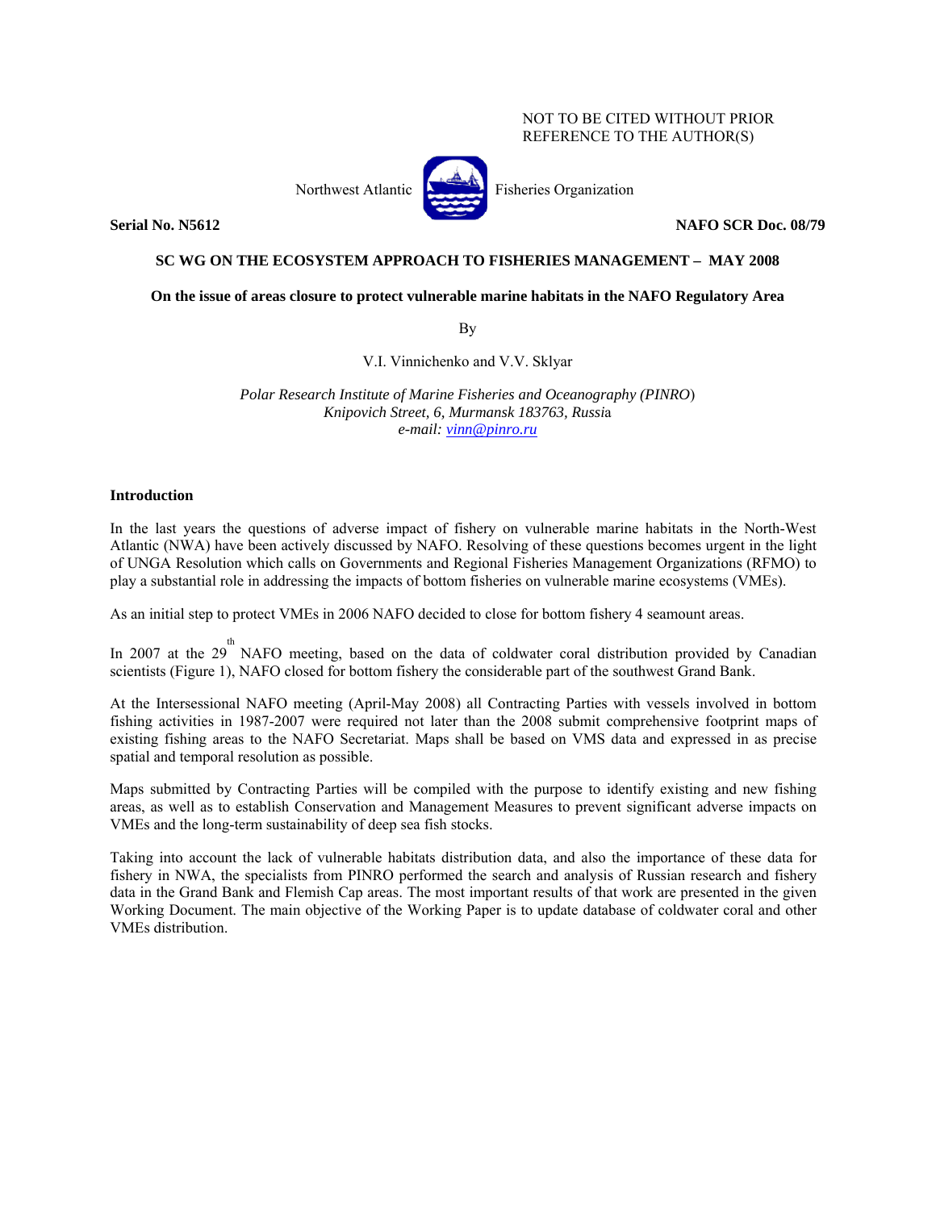NOT TO BE CITED WITHOUT PRIOR REFERENCE TO THE AUTHOR(S)

Northwest Atlantic Fisheries Organization

**Serial No. N5612** **NAFO SCR Doc. 08/79**

**SC WG ON THE ECOSYSTEM APPROACH TO FISHERIES MANAGEMENT – MAY 2008**

**On the issue of areas closure to protect vulnerable marine habitats in the NAFO Regulatory Area**

By

V.I. Vinnichenko and V.V. Sklyar

*Polar Research Institute of Marine Fisheries and Oceanography (PINRO)*
*Knipovich Street, 6, Murmansk 183763, Russia*
*e-mail: vinn@pinro.ru*

## Introduction

In the last years the questions of adverse impact of fishery on vulnerable marine habitats in the North-West Atlantic (NWA) have been actively discussed by NAFO. Resolving of these questions becomes urgent in the light of UNGA Resolution which calls on Governments and Regional Fisheries Management Organizations (RFMO) to play a substantial role in addressing the impacts of bottom fisheries on vulnerable marine ecosystems (VMEs).

As an initial step to protect VMEs in 2006 NAFO decided to close for bottom fishery 4 seamount areas.

In 2007 at the 29th NAFO meeting, based on the data of coldwater coral distribution provided by Canadian scientists (Figure 1), NAFO closed for bottom fishery the considerable part of the southwest Grand Bank.

At the Intersessional NAFO meeting (April-May 2008) all Contracting Parties with vessels involved in bottom fishing activities in 1987-2007 were required not later than the 2008 submit comprehensive footprint maps of existing fishing areas to the NAFO Secretariat. Maps shall be based on VMS data and expressed in as precise spatial and temporal resolution as possible.

Maps submitted by Contracting Parties will be compiled with the purpose to identify existing and new fishing areas, as well as to establish Conservation and Management Measures to prevent significant adverse impacts on VMEs and the long-term sustainability of deep sea fish stocks.

Taking into account the lack of vulnerable habitats distribution data, and also the importance of these data for fishery in NWA, the specialists from PINRO performed the search and analysis of Russian research and fishery data in the Grand Bank and Flemish Cap areas. The most important results of that work are presented in the given Working Document. The main objective of the Working Paper is to update database of coldwater coral and other VMEs distribution.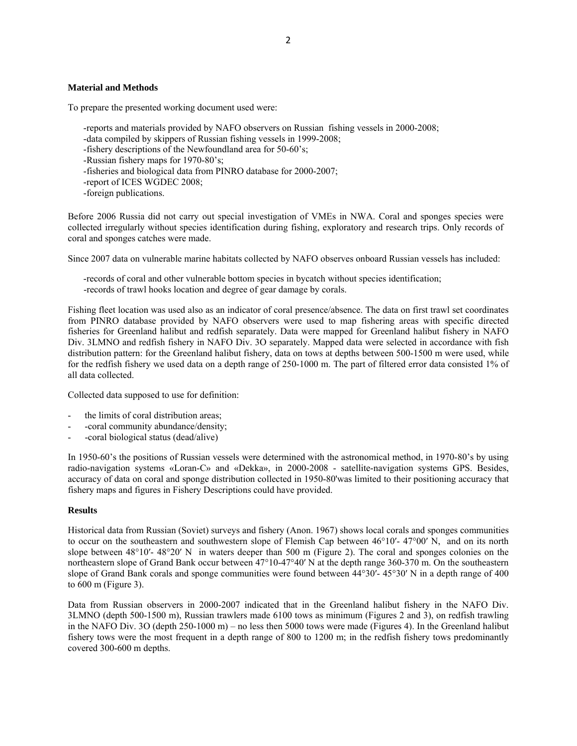### Material and Methods

To prepare the presented working document used were:

-reports and materials provided by NAFO observers on Russian fishing vessels in 2000-2008;
-data compiled by skippers of Russian fishing vessels in 1999-2008;
-fishery descriptions of the Newfoundland area for 50-60's;
-Russian fishery maps for 1970-80's;
-fisheries and biological data from PINRO database for 2000-2007;
-report of ICES WGDEC 2008;
-foreign publications.

Before 2006 Russia did not carry out special investigation of VMEs in NWA. Coral and sponges species were collected irregularly without species identification during fishing, exploratory and research trips. Only records of coral and sponges catches were made.

Since 2007 data on vulnerable marine habitats collected by NAFO observes onboard Russian vessels has included:

-records of coral and other vulnerable bottom species in bycatch without species identification;
-records of trawl hooks location and degree of gear damage by corals.

Fishing fleet location was used also as an indicator of coral presence/absence. The data on first trawl set coordinates from PINRO database provided by NAFO observers were used to map fishering areas with specific directed fisheries for Greenland halibut and redfish separately. Data were mapped for Greenland halibut fishery in NAFO Div. 3LMNO and redfish fishery in NAFO Div. 3O separately. Mapped data were selected in accordance with fish distribution pattern: for the Greenland halibut fishery, data on tows at depths between 500-1500 m were used, while for the redfish fishery we used data on a depth range of 250-1000 m. The part of filtered error data consisted 1% of all data collected.

Collected data supposed to use for definition:

- the limits of coral distribution areas;
- -coral community abundance/density;
- -coral biological status (dead/alive)

In 1950-60's the positions of Russian vessels were determined with the astronomical method, in 1970-80's by using radio-navigation systems «Loran-C» and «Dekka», in 2000-2008 - satellite-navigation systems GPS. Besides, accuracy of data on coral and sponge distribution collected in 1950-80'was limited to their positioning accuracy that fishery maps and figures in Fishery Descriptions could have provided.

### Results

Historical data from Russian (Soviet) surveys and fishery (Anon. 1967) shows local corals and sponges communities to occur on the southeastern and southwestern slope of Flemish Cap between 46°10′- 47°00′ N, and on its north slope between 48°10′- 48°20′ N in waters deeper than 500 m (Figure 2). The coral and sponges colonies on the northeastern slope of Grand Bank occur between 47°10-47°40′ N at the depth range 360-370 m. On the southeastern slope of Grand Bank corals and sponge communities were found between 44°30′- 45°30′ N in a depth range of 400 to 600 m (Figure 3).

Data from Russian observers in 2000-2007 indicated that in the Greenland halibut fishery in the NAFO Div. 3LMNO (depth 500-1500 m), Russian trawlers made 6100 tows as minimum (Figures 2 and 3), on redfish trawling in the NAFO Div. 3O (depth 250-1000 m) – no less then 5000 tows were made (Figures 4). In the Greenland halibut fishery tows were the most frequent in a depth range of 800 to 1200 m; in the redfish fishery tows predominantly covered 300-600 m depths.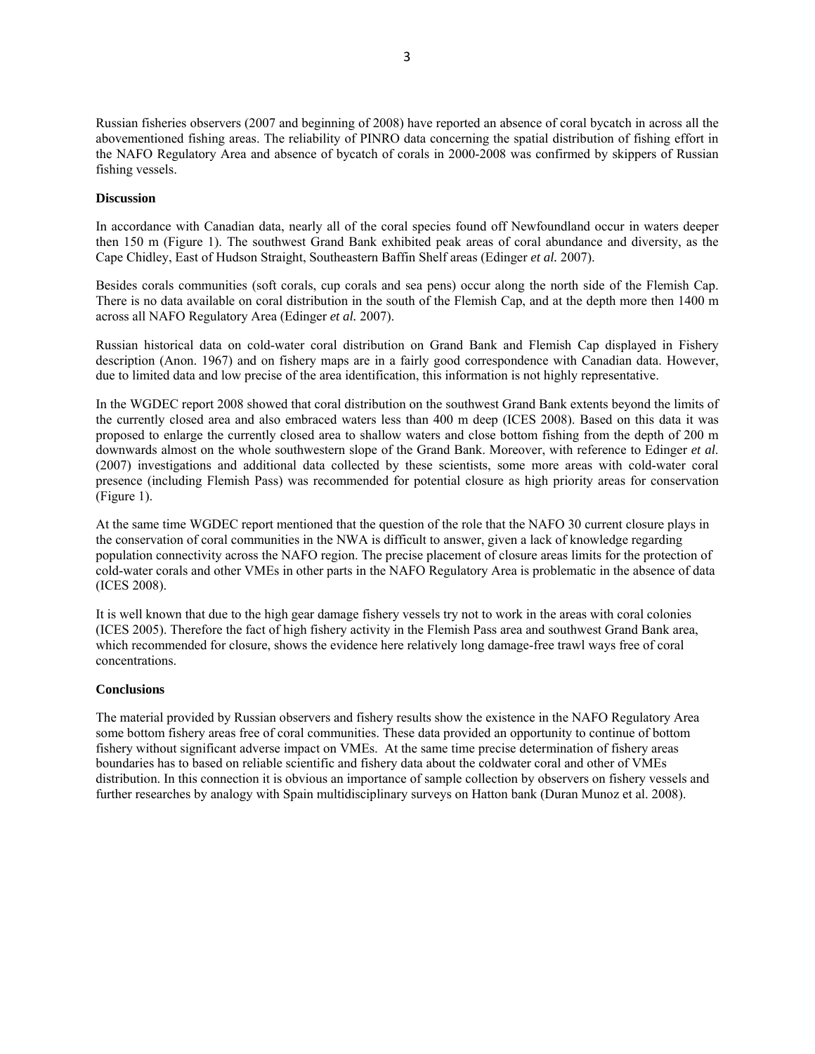Russian fisheries observers (2007 and beginning of 2008) have reported an absence of coral bycatch in across all the abovementioned fishing areas. The reliability of PINRO data concerning the spatial distribution of fishing effort in the NAFO Regulatory Area and absence of bycatch of corals in 2000-2008 was confirmed by skippers of Russian fishing vessels.

**Discussion**

In accordance with Canadian data, nearly all of the coral species found off Newfoundland occur in waters deeper then 150 m (Figure 1). The southwest Grand Bank exhibited peak areas of coral abundance and diversity, as the Cape Chidley, East of Hudson Straight, Southeastern Baffin Shelf areas (Edinger *et al.* 2007).

Besides corals communities (soft corals, cup corals and sea pens) occur along the north side of the Flemish Cap. There is no data available on coral distribution in the south of the Flemish Cap, and at the depth more then 1400 m across all NAFO Regulatory Area (Edinger *et al.* 2007).

Russian historical data on cold-water coral distribution on Grand Bank and Flemish Cap displayed in Fishery description (Anon. 1967) and on fishery maps are in a fairly good correspondence with Canadian data. However, due to limited data and low precise of the area identification, this information is not highly representative.

In the WGDEC report 2008 showed that coral distribution on the southwest Grand Bank extents beyond the limits of the currently closed area and also embraced waters less than 400 m deep (ICES 2008). Based on this data it was proposed to enlarge the currently closed area to shallow waters and close bottom fishing from the depth of 200 m downwards almost on the whole southwestern slope of the Grand Bank. Moreover, with reference to Edinger *et al*. (2007) investigations and additional data collected by these scientists, some more areas with cold-water coral presence (including Flemish Pass) was recommended for potential closure as high priority areas for conservation (Figure 1).

At the same time WGDEC report mentioned that the question of the role that the NAFO 30 current closure plays in the conservation of coral communities in the NWA is difficult to answer, given a lack of knowledge regarding population connectivity across the NAFO region. The precise placement of closure areas limits for the protection of cold-water corals and other VMEs in other parts in the NAFO Regulatory Area is problematic in the absence of data (ICES 2008).

It is well known that due to the high gear damage fishery vessels try not to work in the areas with coral colonies (ICES 2005). Therefore the fact of high fishery activity in the Flemish Pass area and southwest Grand Bank area, which recommended for closure, shows the evidence here relatively long damage-free trawl ways free of coral concentrations.

**Conclusions**

The material provided by Russian observers and fishery results show the existence in the NAFO Regulatory Area some bottom fishery areas free of coral communities. These data provided an opportunity to continue of bottom fishery without significant adverse impact on VMEs. At the same time precise determination of fishery areas boundaries has to based on reliable scientific and fishery data about the coldwater coral and other of VMEs distribution. In this connection it is obvious an importance of sample collection by observers on fishery vessels and further researches by analogy with Spain multidisciplinary surveys on Hatton bank (Duran Munoz et al. 2008).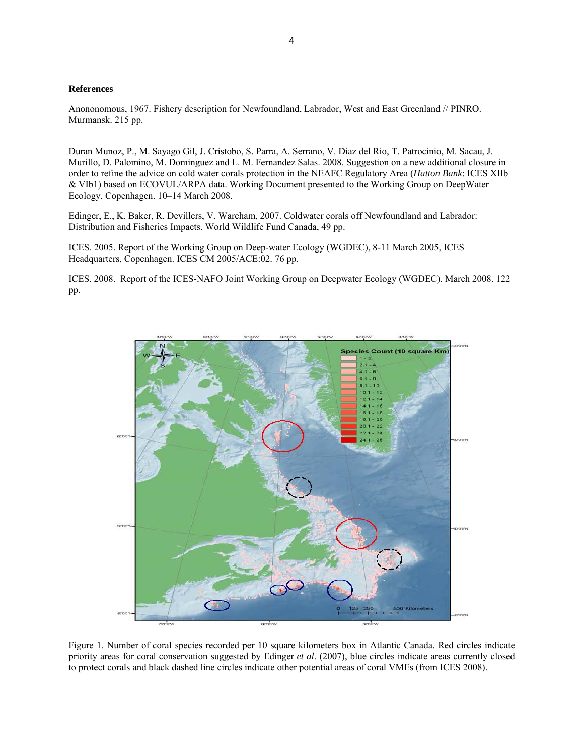## References

Anononomous, 1967. Fishery description for Newfoundland, Labrador, West and East Greenland // PINRO. Murmansk. 215 pp.

Duran Munoz, P., M. Sayago Gil, J. Cristobo, S. Parra, A. Serrano, V. Diaz del Rio, T. Patrocinio, M. Sacau, J. Murillo, D. Palomino, M. Dominguez and L. M. Fernandez Salas. 2008. Suggestion on a new additional closure in order to refine the advice on cold water corals protection in the NEAFC Regulatory Area (*Hatton Bank*: ICES XIIb & VIb1) based on ECOVUL/ARPA data. Working Document presented to the Working Group on DeepWater Ecology. Copenhagen. 10–14 March 2008.

Edinger, E., K. Baker, R. Devillers, V. Wareham, 2007. Coldwater corals off Newfoundland and Labrador: Distribution and Fisheries Impacts. World Wildlife Fund Canada, 49 pp.

ICES. 2005. Report of the Working Group on Deep-water Ecology (WGDEC), 8-11 March 2005, ICES Headquarters, Copenhagen. ICES CM 2005/ACE:02. 76 pp.

ICES. 2008. Report of the ICES-NAFO Joint Working Group on Deepwater Ecology (WGDEC). March 2008. 122 pp.

Figure 1. Number of coral species recorded per 10 square kilometers box in Atlantic Canada. Red circles indicate priority areas for coral conservation suggested by Edinger *et al*. (2007), blue circles indicate areas currently closed to protect corals and black dashed line circles indicate other potential areas of coral VMEs (from ICES 2008).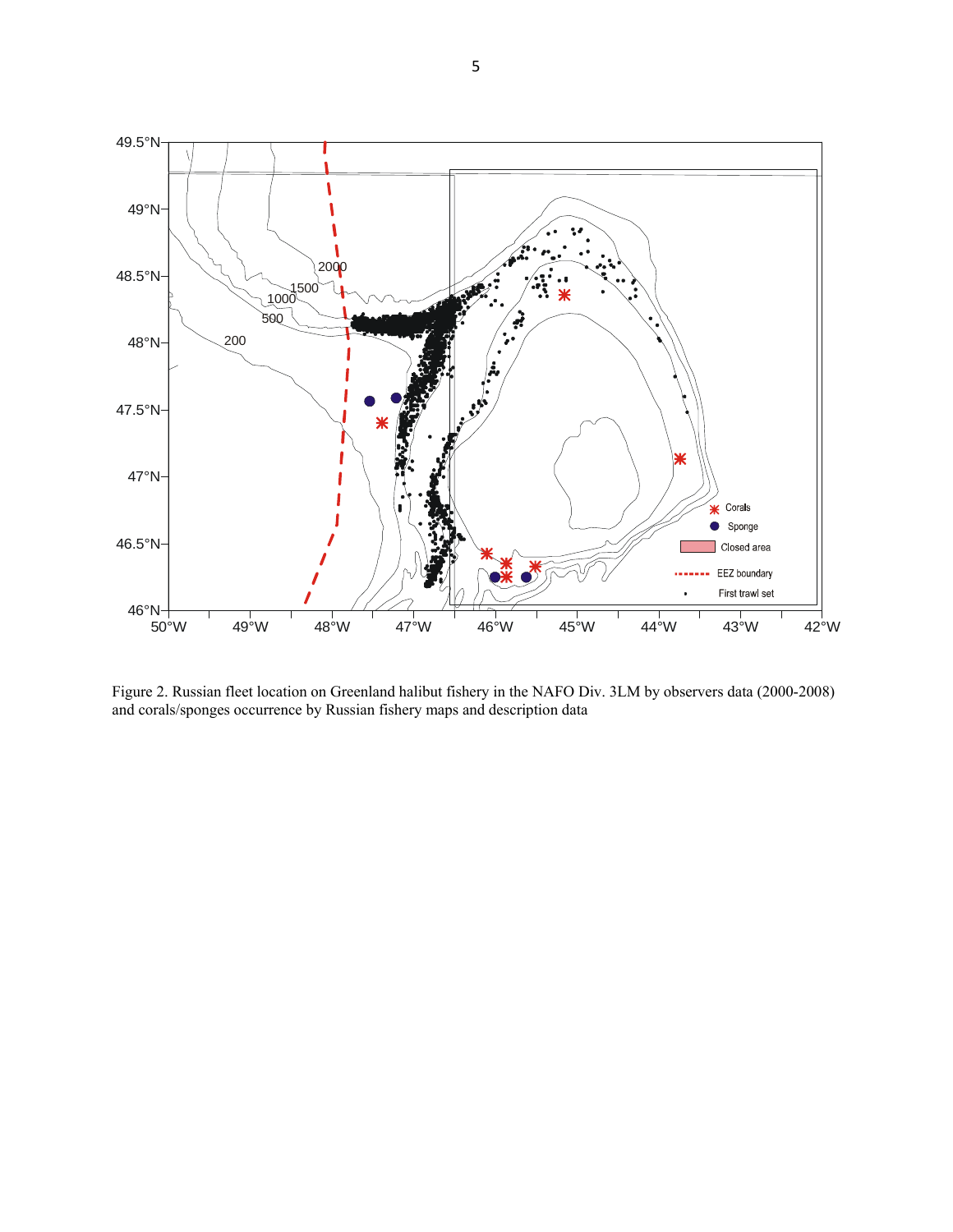Figure 2. Russian fleet location on Greenland halibut fishery in the NAFO Div. 3LM by observers data (2000-2008) and corals/sponges occurrence by Russian fishery maps and description data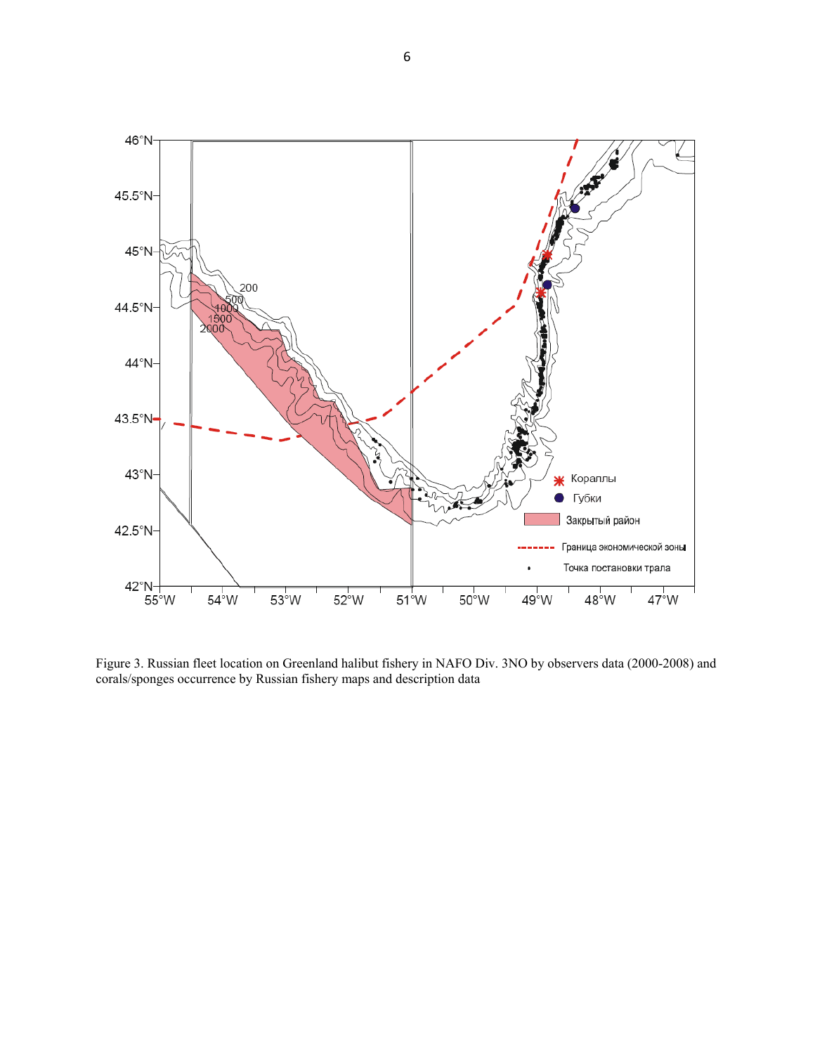Figure 3. Russian fleet location on Greenland halibut fishery in NAFO Div. 3NO by observers data (2000-2008) and corals/sponges occurrence by Russian fishery maps and description data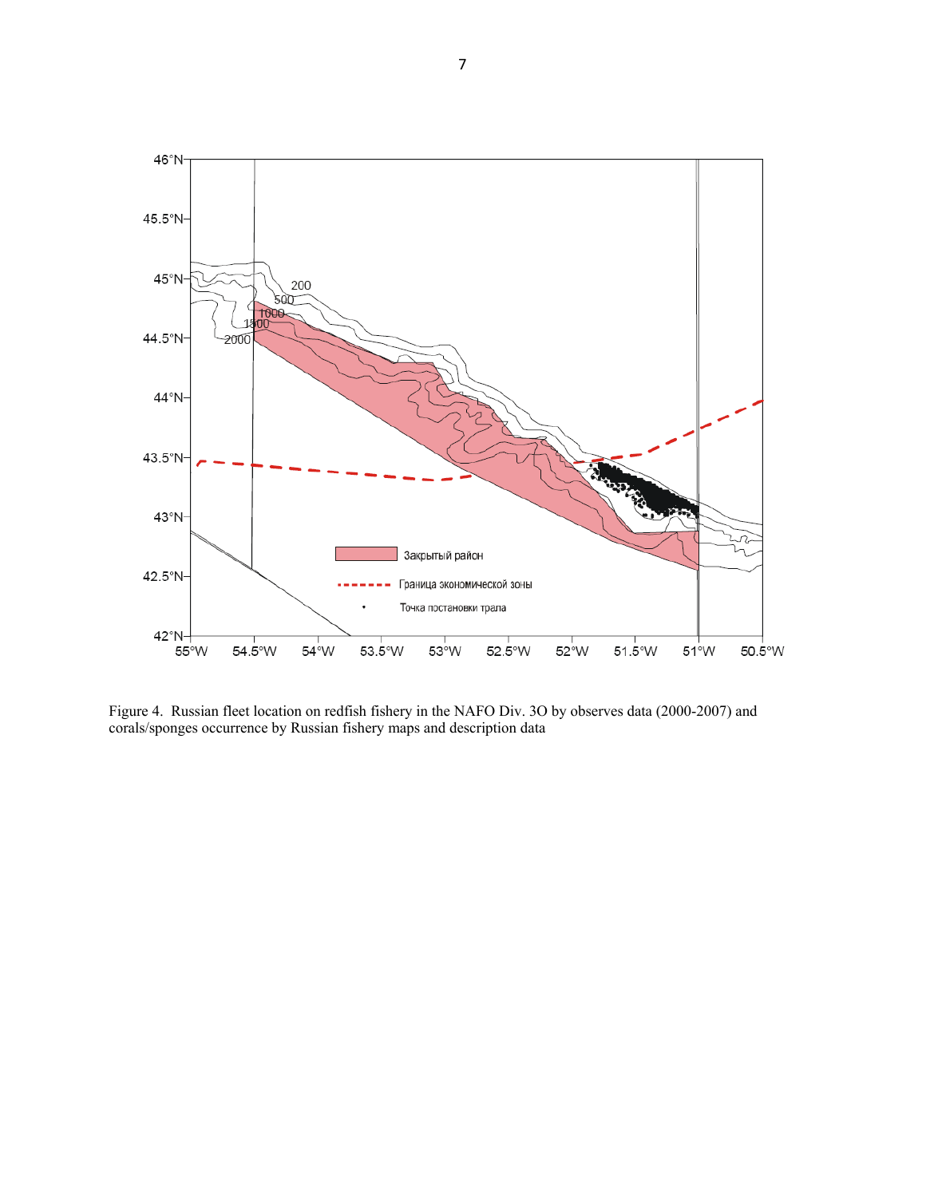46°N

45.5°N

45°N

44.5°N

44°N

43.5°N

43°N

42.5°N

42°N

55°W 54.5°W 54°W 53.5°W 53°W 52.5°W 52°W 51.5°W 51°W 50.5°W

200

500

1000

1500

2000

Закрытый район

Граница экономической зоны

Точка постановки трала

Figure 4. Russian fleet location on redfish fishery in the NAFO Div. 3O by observes data (2000-2007) and corals/sponges occurrence by Russian fishery maps and description data